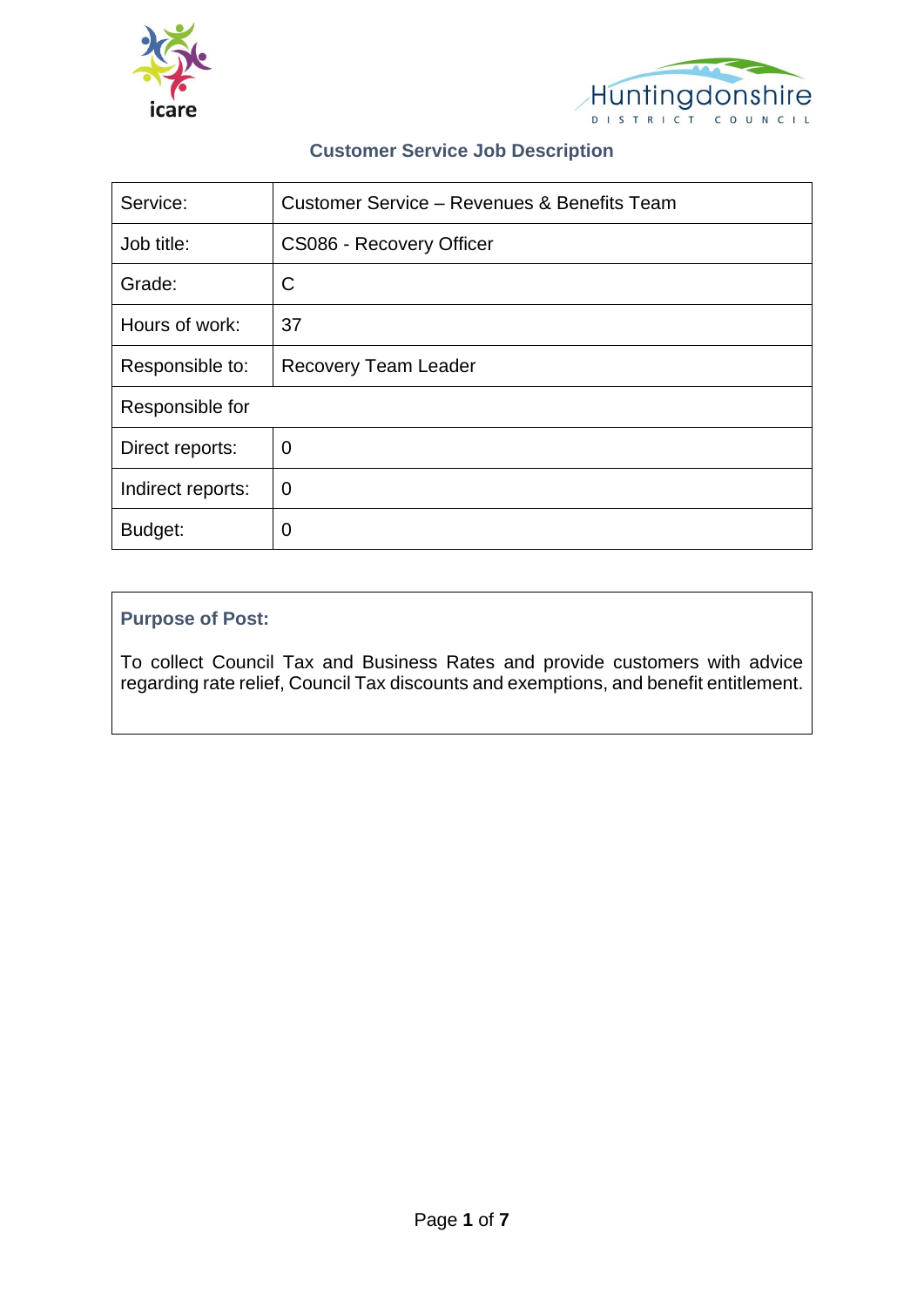# Customer Service Job Description

| Service: | Customer Service – Revenues & Benefits Team |
|---|---|
| Job title: | CS086 - Recovery Officer |
| Grade: | C |
| Hours of work: | 37 |
| Responsible to: | Recovery Team Leader |
| Responsible for | |
| Direct reports: | 0 |
| Indirect reports: | 0 |
| Budget: | 0 |

## Purpose of Post:

To collect Council Tax and Business Rates and provide customers with advice regarding rate relief, Council Tax discounts and exemptions, and benefit entitlement.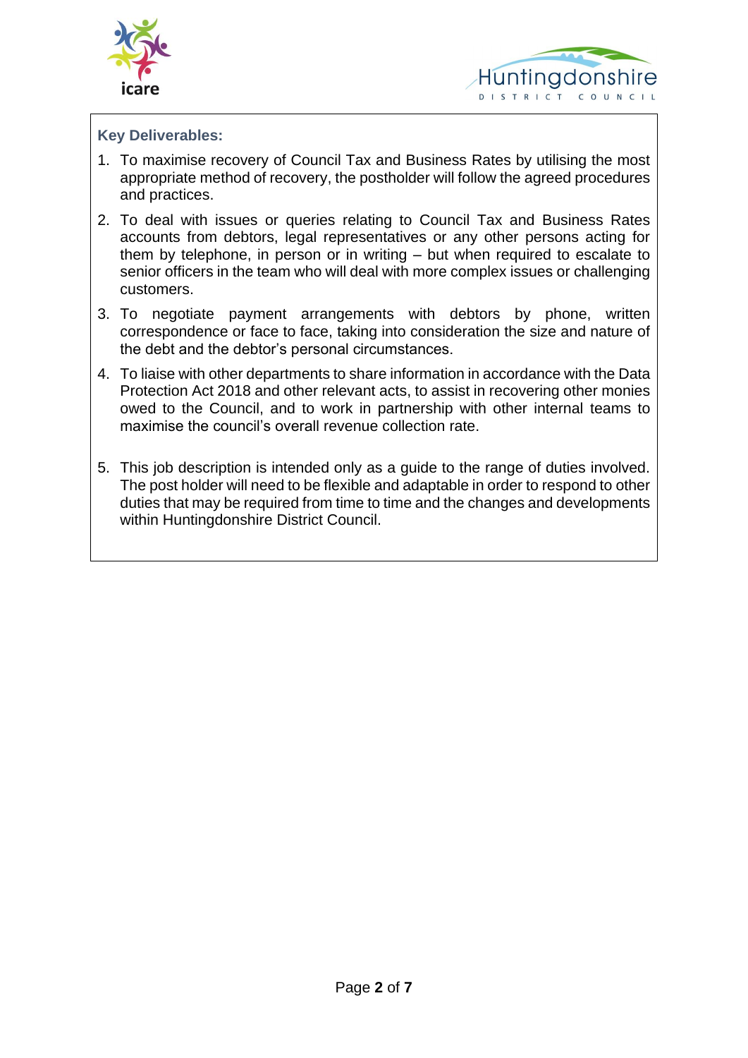**Key Deliverables:**

1. To maximise recovery of Council Tax and Business Rates by utilising the most appropriate method of recovery, the postholder will follow the agreed procedures and practices.
2. To deal with issues or queries relating to Council Tax and Business Rates accounts from debtors, legal representatives or any other persons acting for them by telephone, in person or in writing – but when required to escalate to senior officers in the team who will deal with more complex issues or challenging customers.
3. To negotiate payment arrangements with debtors by phone, written correspondence or face to face, taking into consideration the size and nature of the debt and the debtor's personal circumstances.
4. To liaise with other departments to share information in accordance with the Data Protection Act 2018 and other relevant acts, to assist in recovering other monies owed to the Council, and to work in partnership with other internal teams to maximise the council's overall revenue collection rate.
5. This job description is intended only as a guide to the range of duties involved. The post holder will need to be flexible and adaptable in order to respond to other duties that may be required from time to time and the changes and developments within Huntingdonshire District Council.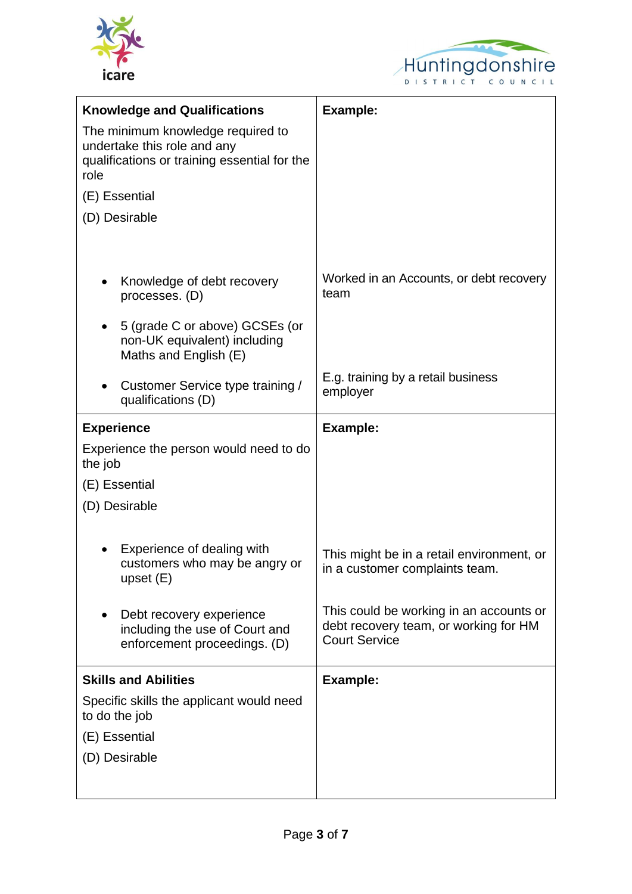| **Knowledge and Qualifications**<br>The minimum knowledge required to undertake this role and any qualifications or training essential for the role<br>(E) Essential<br>(D) Desirable | **Example:** |
|---|---|
| • Knowledge of debt recovery processes. (D) | Worked in an Accounts, or debt recovery team |
| • 5 (grade C or above) GCSEs (or non-UK equivalent) including Maths and English (E) | |
| • Customer Service type training / qualifications (D) | E.g. training by a retail business employer |
| **Experience**<br>Experience the person would need to do the job<br>(E) Essential<br>(D) Desirable | **Example:** |
| • Experience of dealing with customers who may be angry or upset (E) | This might be in a retail environment, or in a customer complaints team. |
| • Debt recovery experience including the use of Court and enforcement proceedings. (D) | This could be working in an accounts or debt recovery team, or working for HM Court Service |
| **Skills and Abilities**<br>Specific skills the applicant would need to do the job<br>(E) Essential<br>(D) Desirable | **Example:** |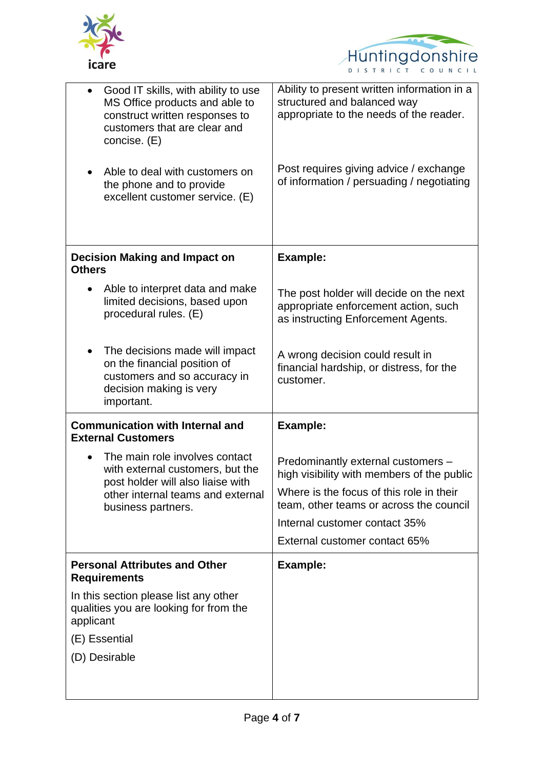| | |
|---|---|
| • Good IT skills, with ability to use MS Office products and able to construct written responses to customers that are clear and concise. (E)<br><br>• Able to deal with customers on the phone and to provide excellent customer service. (E) | Ability to present written information in a structured and balanced way appropriate to the needs of the reader.<br><br>Post requires giving advice / exchange of information / persuading / negotiating |
| **Decision Making and Impact on Others**<br><br>• Able to interpret data and make limited decisions, based upon procedural rules. (E)<br><br>• The decisions made will impact on the financial position of customers and so accuracy in decision making is very important. | **Example:**<br><br>The post holder will decide on the next appropriate enforcement action, such as instructing Enforcement Agents.<br><br>A wrong decision could result in financial hardship, or distress, for the customer. |
| **Communication with Internal and External Customers**<br><br>• The main role involves contact with external customers, but the post holder will also liaise with other internal teams and external business partners. | **Example:**<br><br>Predominantly external customers – high visibility with members of the public<br><br>Where is the focus of this role in their team, other teams or across the council<br><br>Internal customer contact 35%<br><br>External customer contact 65% |
| **Personal Attributes and Other Requirements**<br><br>In this section please list any other qualities you are looking for from the applicant<br><br>(E) Essential<br><br>(D) Desirable | **Example:** |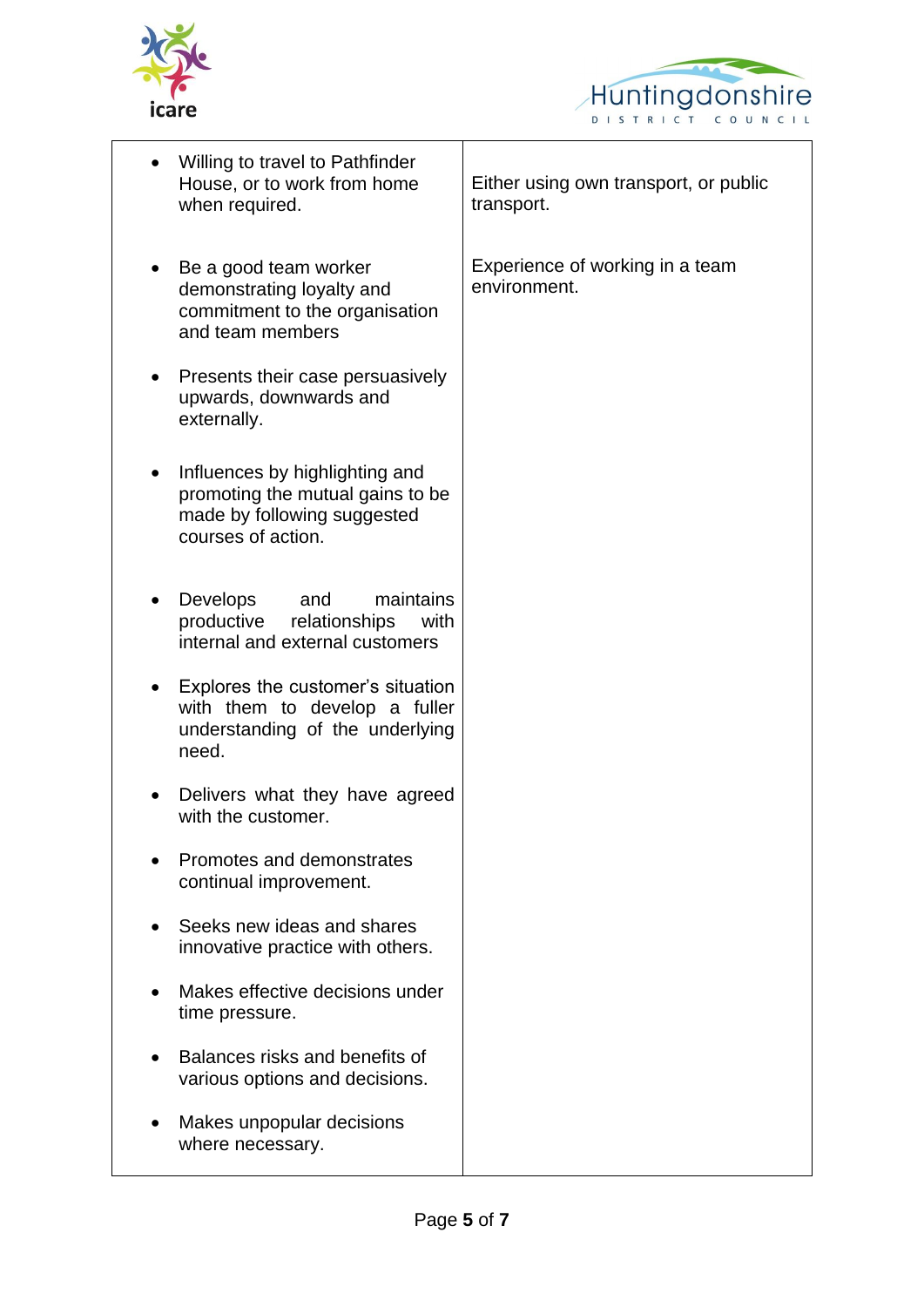| | |
|---|---|
| • Willing to travel to Pathfinder House, or to work from home when required. | Either using own transport, or public transport. |
| • Be a good team worker demonstrating loyalty and commitment to the organisation and team members<br><br>• Presents their case persuasively upwards, downwards and externally.<br><br>• Influences by highlighting and promoting the mutual gains to be made by following suggested courses of action.<br><br>• Develops and maintains productive relationships with internal and external customers<br><br>• Explores the customer's situation with them to develop a fuller understanding of the underlying need.<br><br>• Delivers what they have agreed with the customer.<br><br>• Promotes and demonstrates continual improvement.<br><br>• Seeks new ideas and shares innovative practice with others.<br><br>• Makes effective decisions under time pressure.<br><br>• Balances risks and benefits of various options and decisions.<br><br>• Makes unpopular decisions where necessary. | Experience of working in a team environment. |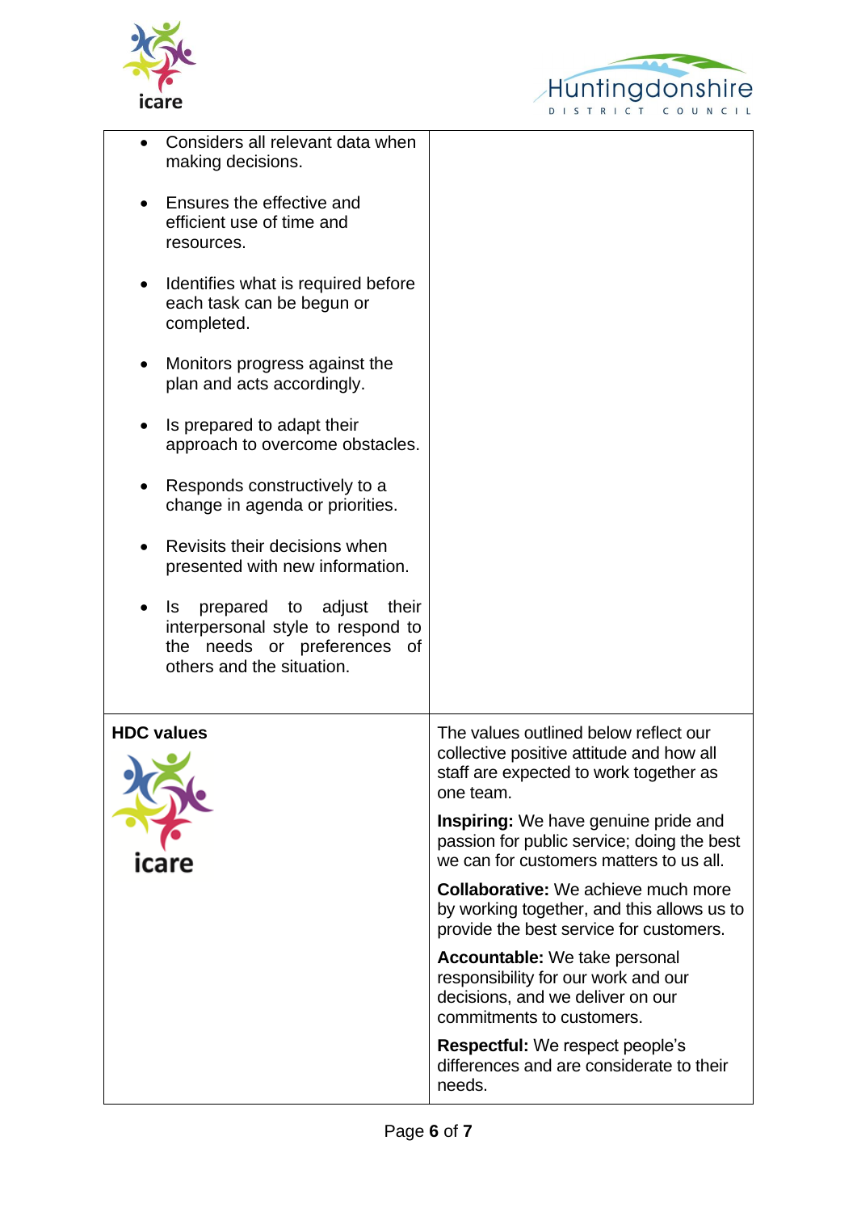| | |
|---|---|
| • Considers all relevant data when making decisions.<br><br>• Ensures the effective and efficient use of time and resources.<br><br>• Identifies what is required before each task can be begun or completed.<br><br>• Monitors progress against the plan and acts accordingly.<br><br>• Is prepared to adapt their approach to overcome obstacles.<br><br>• Responds constructively to a change in agenda or priorities.<br><br>• Revisits their decisions when presented with new information.<br><br>• Is prepared to adjust their interpersonal style to respond to the needs or preferences of others and the situation. | |
| **HDC values**<br><br>icare | The values outlined below reflect our collective positive attitude and how all staff are expected to work together as one team.<br><br>**Inspiring:** We have genuine pride and passion for public service; doing the best we can for customers matters to us all.<br><br>**Collaborative:** We achieve much more by working together, and this allows us to provide the best service for customers.<br><br>**Accountable:** We take personal responsibility for our work and our decisions, and we deliver on our commitments to customers.<br><br>**Respectful:** We respect people's differences and are considerate to their needs. |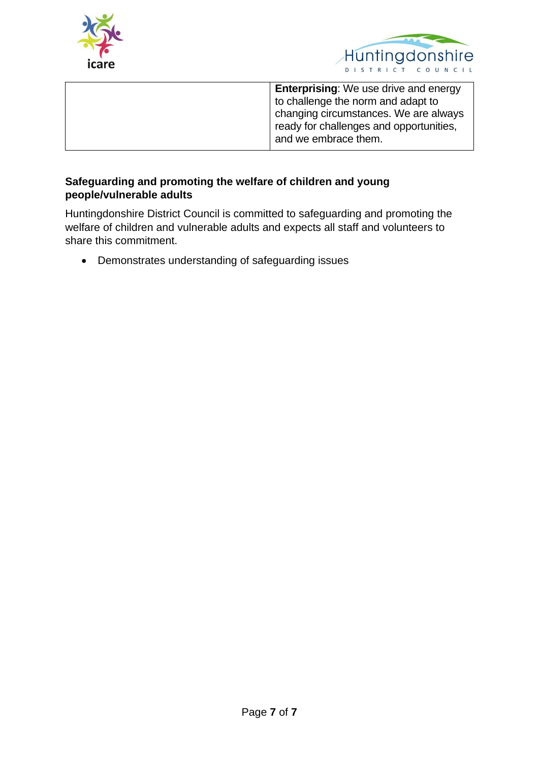| | |
|---|---|
| | **Enterprising**: We use drive and energy to challenge the norm and adapt to changing circumstances. We are always ready for challenges and opportunities, and we embrace them. |

**Safeguarding and promoting the welfare of children and young people/vulnerable adults**

Huntingdonshire District Council is committed to safeguarding and promoting the welfare of children and vulnerable adults and expects all staff and volunteers to share this commitment.

- Demonstrates understanding of safeguarding issues